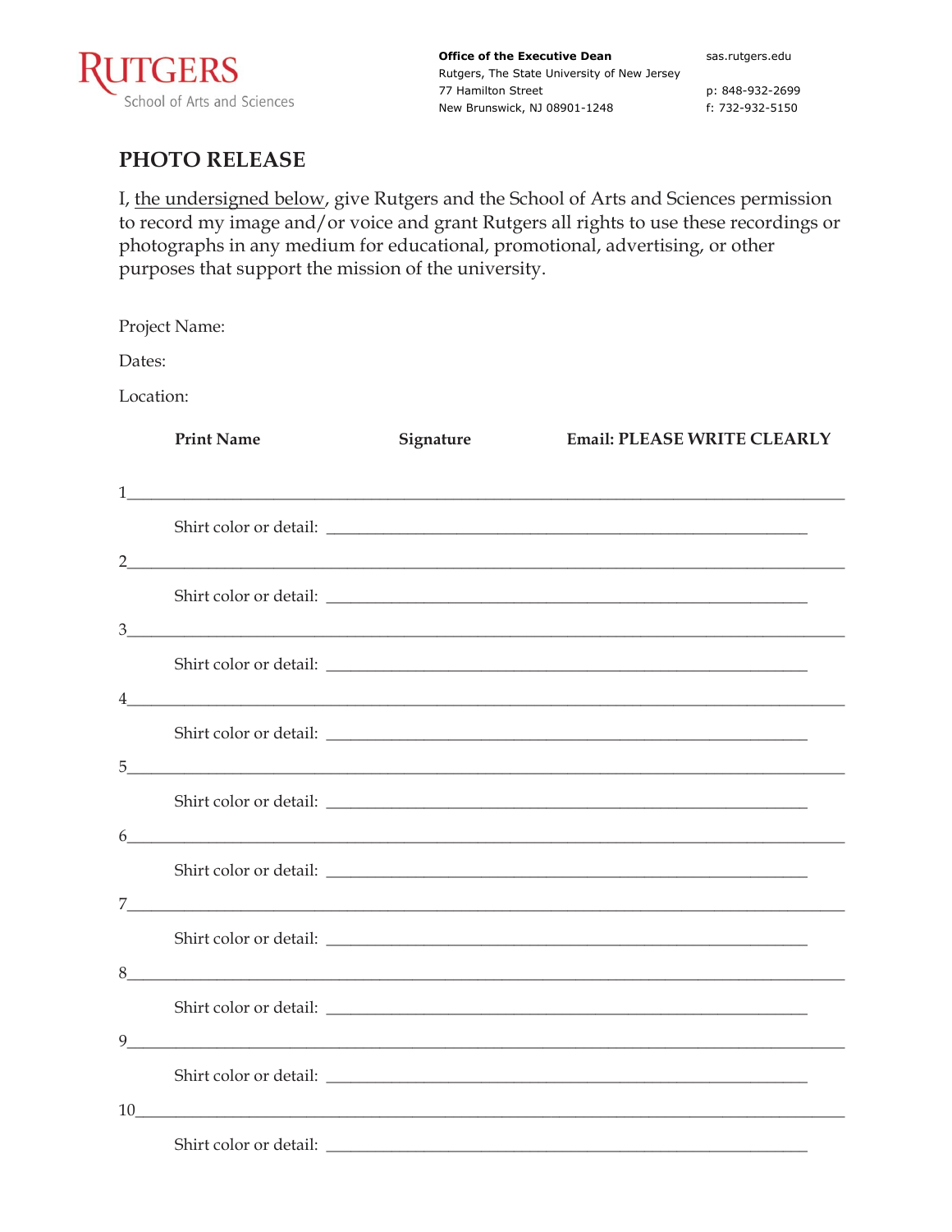Rutgers School of Arts and Sciences

**Office of the Executive Dean**
Rutgers, The State University of New Jersey
77 Hamilton Street
New Brunswick, NJ 08901-1248

sas.rutgers.edu

p: 848-932-2699
f: 732-932-5150

# PHOTO RELEASE

I, the undersigned below, give Rutgers and the School of Arts and Sciences permission to record my image and/or voice and grant Rutgers all rights to use these recordings or photographs in any medium for educational, promotional, advertising, or other purposes that support the mission of the university.

Project Name:

Dates:

Location:

**Print Name** **Signature** **Email: PLEASE WRITE CLEARLY**

1______________________________________________________________________________

Shirt color or detail: ____________________________________________________

2______________________________________________________________________________

Shirt color or detail: ____________________________________________________

3______________________________________________________________________________

Shirt color or detail: ____________________________________________________

4______________________________________________________________________________

Shirt color or detail: ____________________________________________________

5______________________________________________________________________________

Shirt color or detail: ____________________________________________________

6______________________________________________________________________________

Shirt color or detail: ____________________________________________________

7______________________________________________________________________________

Shirt color or detail: ____________________________________________________

8______________________________________________________________________________

Shirt color or detail: ____________________________________________________

9______________________________________________________________________________

Shirt color or detail: ____________________________________________________

10_____________________________________________________________________________

Shirt color or detail: ____________________________________________________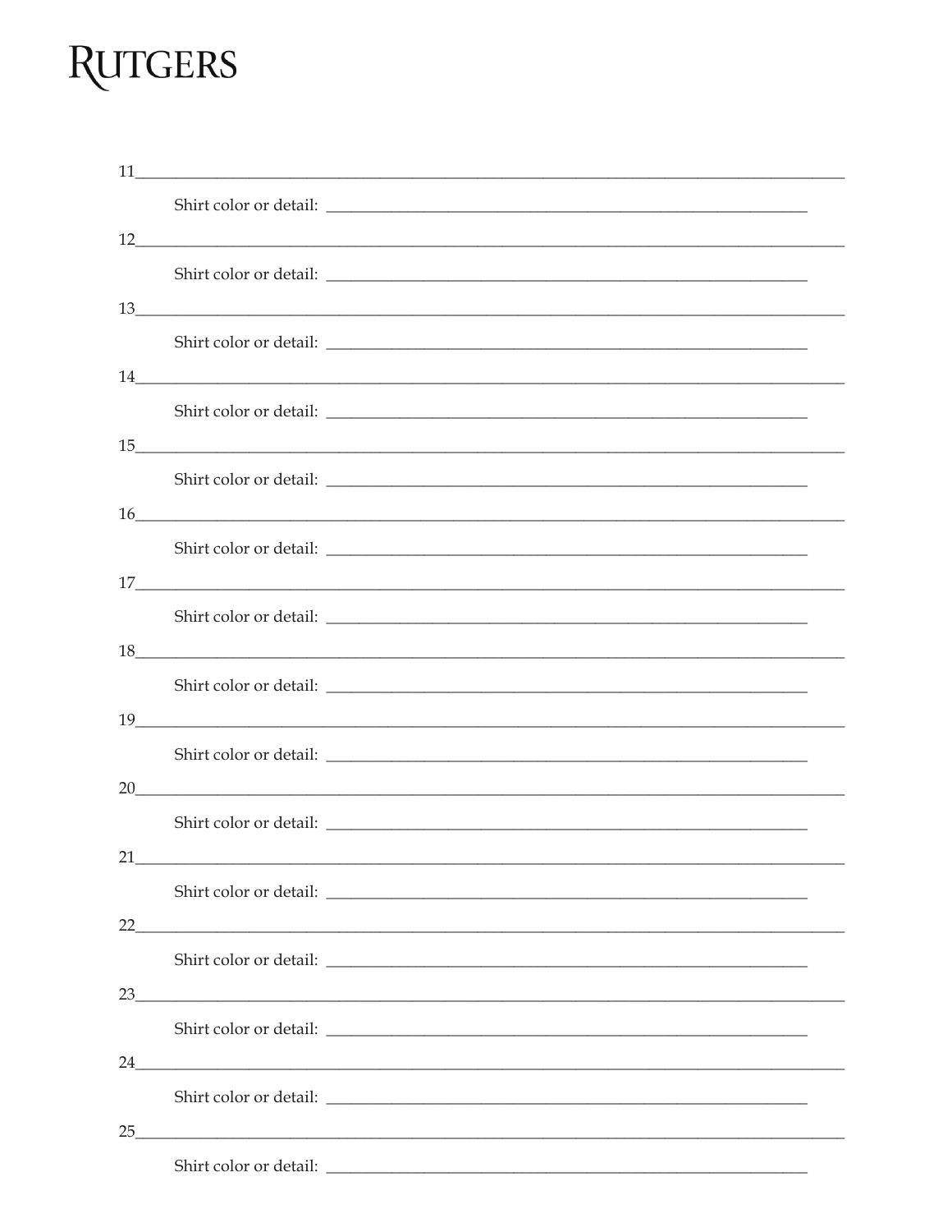11___________________________________________________________________________________

Shirt color or detail: ____________________________________________________________

12___________________________________________________________________________________

Shirt color or detail: ____________________________________________________________

13___________________________________________________________________________________

Shirt color or detail: ____________________________________________________________

14___________________________________________________________________________________

Shirt color or detail: ____________________________________________________________

15___________________________________________________________________________________

Shirt color or detail: ____________________________________________________________

16___________________________________________________________________________________

Shirt color or detail: ____________________________________________________________

17___________________________________________________________________________________

Shirt color or detail: ____________________________________________________________

18___________________________________________________________________________________

Shirt color or detail: ____________________________________________________________

19___________________________________________________________________________________

Shirt color or detail: ____________________________________________________________

20___________________________________________________________________________________

Shirt color or detail: ____________________________________________________________

21___________________________________________________________________________________

Shirt color or detail: ____________________________________________________________

22___________________________________________________________________________________

Shirt color or detail: ____________________________________________________________

23___________________________________________________________________________________

Shirt color or detail: ____________________________________________________________

24___________________________________________________________________________________

Shirt color or detail: ____________________________________________________________

25___________________________________________________________________________________

Shirt color or detail: ____________________________________________________________